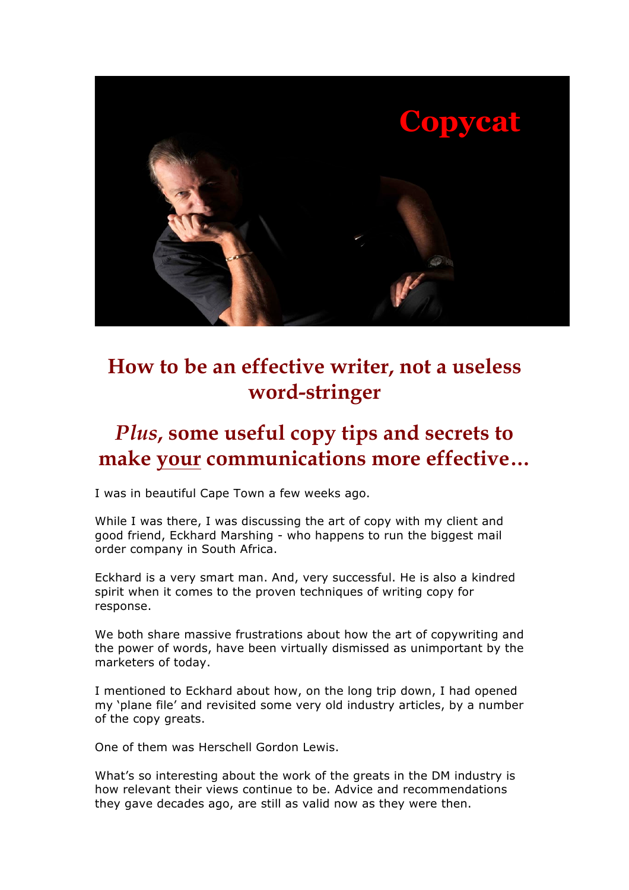# Copycat

## How to be an effective writer, not a useless word-stringer

## *Plus*, some useful copy tips and secrets to make your communications more effective…

I was in beautiful Cape Town a few weeks ago.

While I was there, I was discussing the art of copy with my client and good friend, Eckhard Marshing - who happens to run the biggest mail order company in South Africa.

Eckhard is a very smart man. And, very successful. He is also a kindred spirit when it comes to the proven techniques of writing copy for response.

We both share massive frustrations about how the art of copywriting and the power of words, have been virtually dismissed as unimportant by the marketers of today.

I mentioned to Eckhard about how, on the long trip down, I had opened my 'plane file' and revisited some very old industry articles, by a number of the copy greats.

One of them was Herschell Gordon Lewis.

What's so interesting about the work of the greats in the DM industry is how relevant their views continue to be. Advice and recommendations they gave decades ago, are still as valid now as they were then.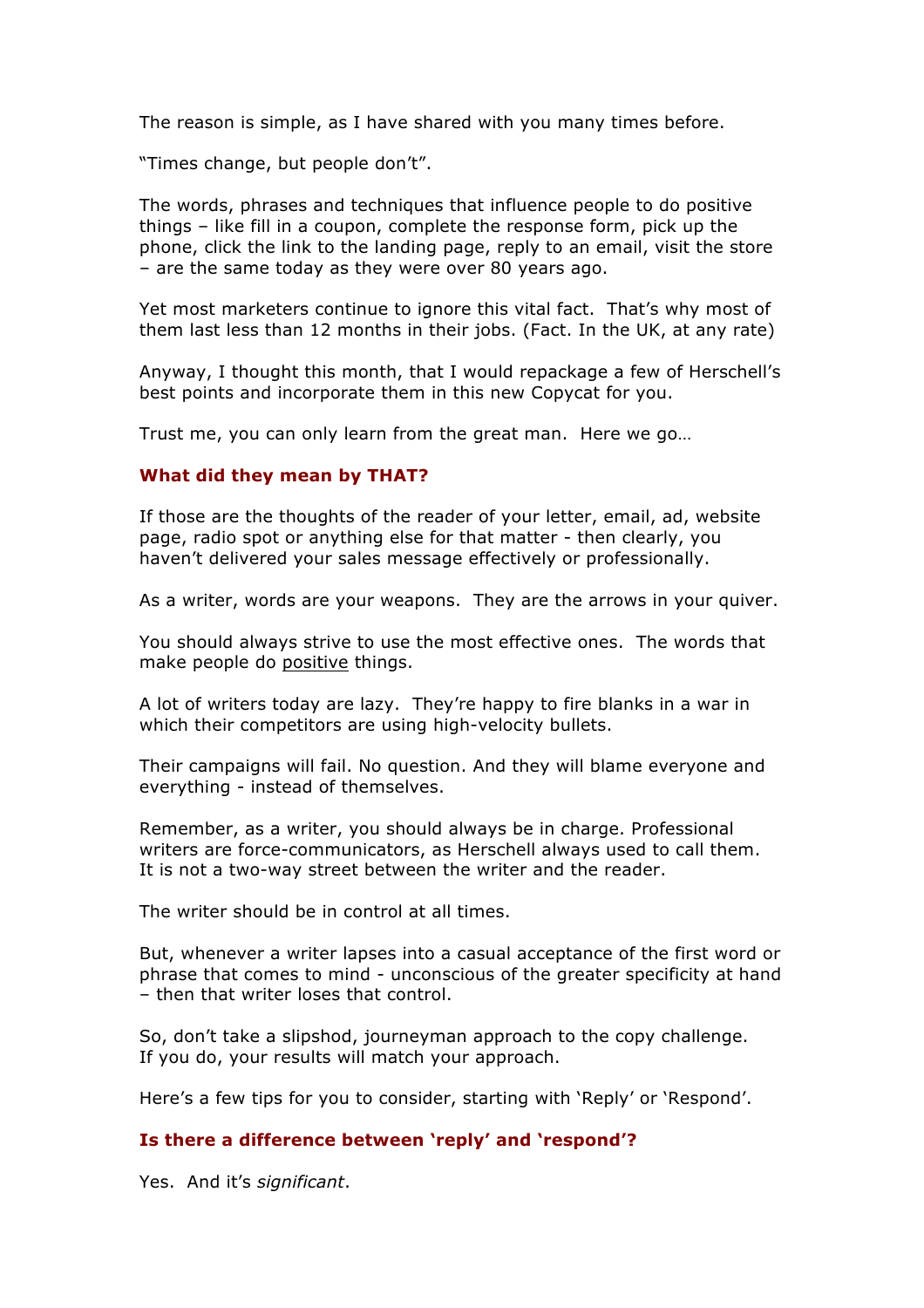The reason is simple, as I have shared with you many times before.

"Times change, but people don't".

The words, phrases and techniques that influence people to do positive things – like fill in a coupon, complete the response form, pick up the phone, click the link to the landing page, reply to an email, visit the store – are the same today as they were over 80 years ago.

Yet most marketers continue to ignore this vital fact. That's why most of them last less than 12 months in their jobs. (Fact. In the UK, at any rate)

Anyway, I thought this month, that I would repackage a few of Herschell's best points and incorporate them in this new Copycat for you.

Trust me, you can only learn from the great man. Here we go…

### What did they mean by THAT?

If those are the thoughts of the reader of your letter, email, ad, website page, radio spot or anything else for that matter - then clearly, you haven't delivered your sales message effectively or professionally.

As a writer, words are your weapons. They are the arrows in your quiver.

You should always strive to use the most effective ones. The words that make people do positive things.

A lot of writers today are lazy. They're happy to fire blanks in a war in which their competitors are using high-velocity bullets.

Their campaigns will fail. No question. And they will blame everyone and everything - instead of themselves.

Remember, as a writer, you should always be in charge. Professional writers are force-communicators, as Herschell always used to call them. It is not a two-way street between the writer and the reader.

The writer should be in control at all times.

But, whenever a writer lapses into a casual acceptance of the first word or phrase that comes to mind - unconscious of the greater specificity at hand – then that writer loses that control.

So, don't take a slipshod, journeyman approach to the copy challenge. If you do, your results will match your approach.

Here's a few tips for you to consider, starting with 'Reply' or 'Respond'.

### Is there a difference between 'reply' and 'respond'?

Yes. And it's *significant*.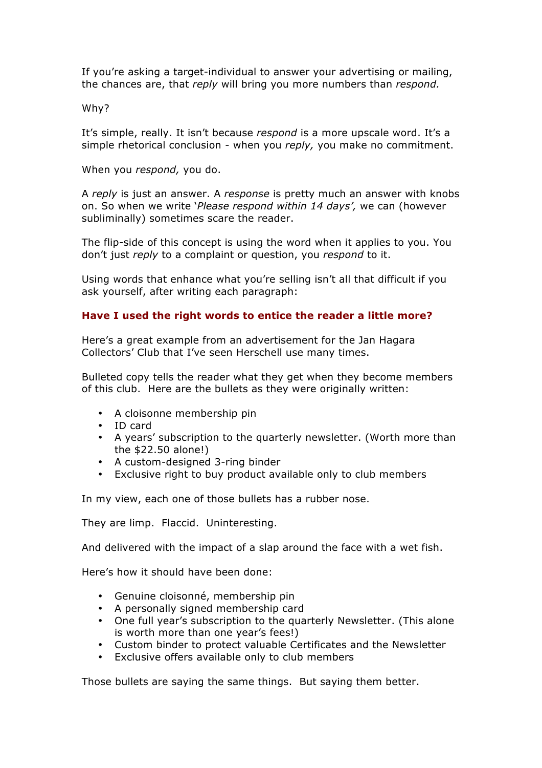If you're asking a target-individual to answer your advertising or mailing, the chances are, that *reply* will bring you more numbers than *respond.*

Why?

It's simple, really. It isn't because *respond* is a more upscale word. It's a simple rhetorical conclusion - when you *reply,* you make no commitment.

When you *respond,* you do.

A *reply* is just an answer. A *response* is pretty much an answer with knobs on. So when we write '*Please respond within 14 days',* we can (however subliminally) sometimes scare the reader.

The flip-side of this concept is using the word when it applies to you. You don't just *reply* to a complaint or question, you *respond* to it.

Using words that enhance what you're selling isn't all that difficult if you ask yourself, after writing each paragraph:

**Have I used the right words to entice the reader a little more?**

Here's a great example from an advertisement for the Jan Hagara Collectors' Club that I've seen Herschell use many times.

Bulleted copy tells the reader what they get when they become members of this club. Here are the bullets as they were originally written:

- A cloisonne membership pin
- ID card
- A years' subscription to the quarterly newsletter. (Worth more than the $22.50 alone!)
- A custom-designed 3-ring binder
- Exclusive right to buy product available only to club members

In my view, each one of those bullets has a rubber nose.

They are limp. Flaccid. Uninteresting.

And delivered with the impact of a slap around the face with a wet fish.

Here's how it should have been done:

- Genuine cloisonné, membership pin
- A personally signed membership card
- One full year's subscription to the quarterly Newsletter. (This alone is worth more than one year's fees!)
- Custom binder to protect valuable Certificates and the Newsletter
- Exclusive offers available only to club members

Those bullets are saying the same things. But saying them better.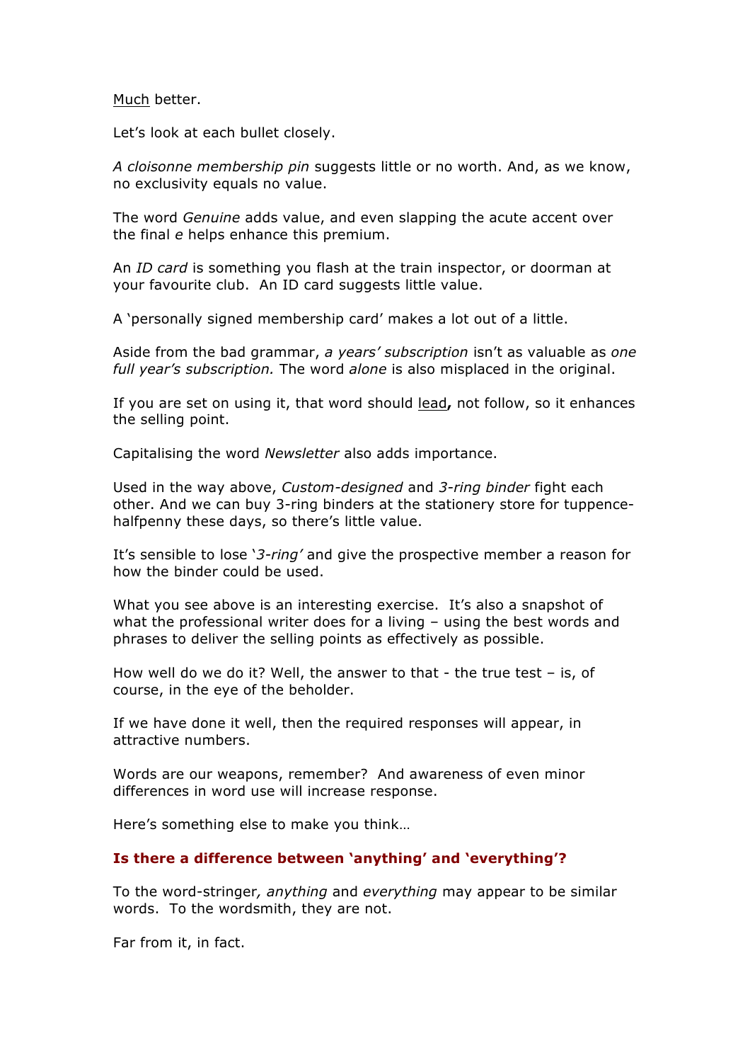<u>Much</u> better.

Let's look at each bullet closely.

*A cloisonne membership pin* suggests little or no worth. And, as we know, no exclusivity equals no value.

The word *Genuine* adds value, and even slapping the acute accent over the final *e* helps enhance this premium.

An *ID card* is something you flash at the train inspector, or doorman at your favourite club. An ID card suggests little value.

A 'personally signed membership card' makes a lot out of a little.

Aside from the bad grammar, *a years' subscription* isn't as valuable as *one full year's subscription.* The word *alone* is also misplaced in the original.

If you are set on using it, that word should <u>lead</u>**,** not follow, so it enhances the selling point.

Capitalising the word *Newsletter* also adds importance.

Used in the way above, *Custom-designed* and *3-ring binder* fight each other. And we can buy 3-ring binders at the stationery store for tuppence-halfpenny these days, so there's little value.

It's sensible to lose '*3-ring'* and give the prospective member a reason for how the binder could be used.

What you see above is an interesting exercise. It's also a snapshot of what the professional writer does for a living – using the best words and phrases to deliver the selling points as effectively as possible.

How well do we do it? Well, the answer to that - the true test – is, of course, in the eye of the beholder.

If we have done it well, then the required responses will appear, in attractive numbers.

Words are our weapons, remember? And awareness of even minor differences in word use will increase response.

Here's something else to make you think…

### Is there a difference between 'anything' and 'everything'?

To the word-stringer*, anything* and *everything* may appear to be similar words. To the wordsmith, they are not.

Far from it, in fact.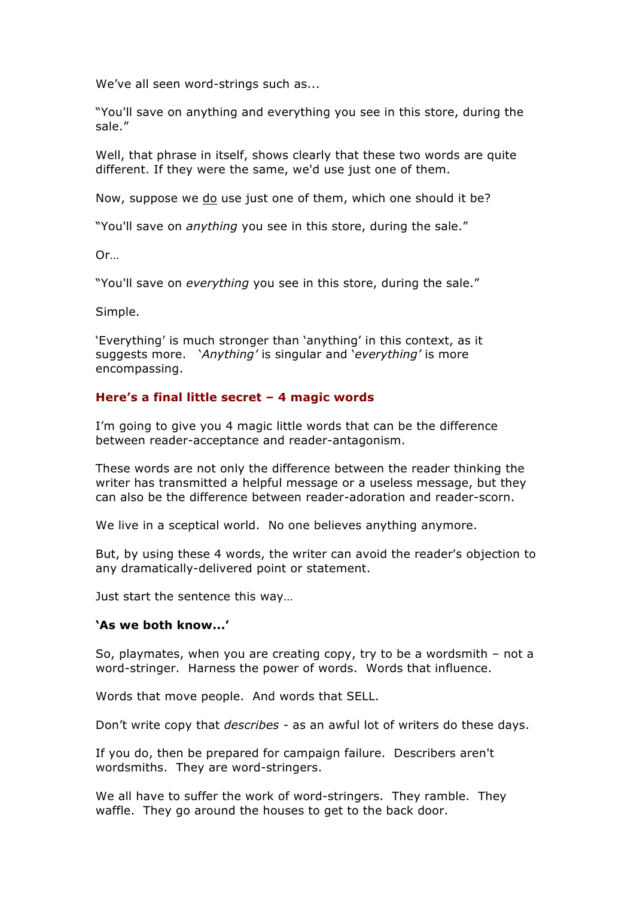We've all seen word-strings such as...

"You'll save on anything and everything you see in this store, during the sale."

Well, that phrase in itself, shows clearly that these two words are quite different. If they were the same, we'd use just one of them.

Now, suppose we <u>do</u> use just one of them, which one should it be?

"You'll save on *anything* you see in this store, during the sale."

Or…

"You'll save on *everything* you see in this store, during the sale."

Simple.

'Everything' is much stronger than 'anything' in this context, as it suggests more. *'Anything'* is singular and *'everything'* is more encompassing.

### Here's a final little secret – 4 magic words

I'm going to give you 4 magic little words that can be the difference between reader-acceptance and reader-antagonism.

These words are not only the difference between the reader thinking the writer has transmitted a helpful message or a useless message, but they can also be the difference between reader-adoration and reader-scorn.

We live in a sceptical world. No one believes anything anymore.

But, by using these 4 words, the writer can avoid the reader's objection to any dramatically-delivered point or statement.

Just start the sentence this way…

**'As we both know...'**

So, playmates, when you are creating copy, try to be a wordsmith – not a word-stringer. Harness the power of words. Words that influence.

Words that move people. And words that SELL.

Don't write copy that *describes* - as an awful lot of writers do these days.

If you do, then be prepared for campaign failure. Describers aren't wordsmiths. They are word-stringers.

We all have to suffer the work of word-stringers. They ramble. They waffle. They go around the houses to get to the back door.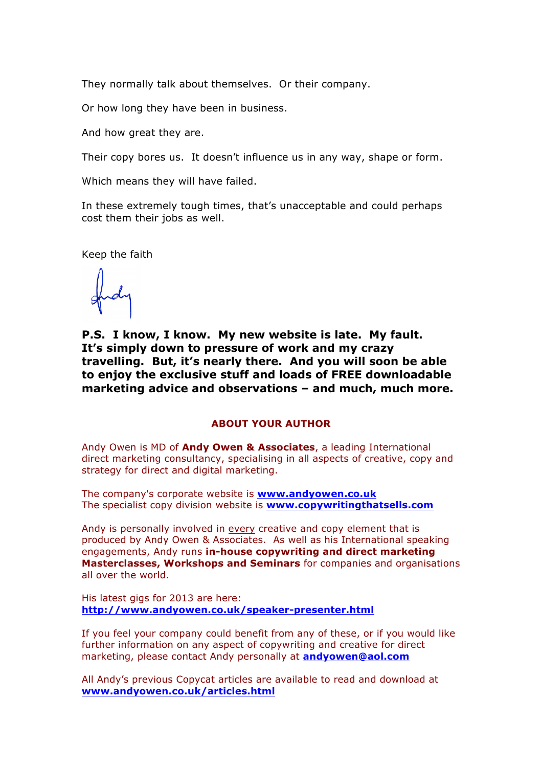They normally talk about themselves. Or their company.

Or how long they have been in business.

And how great they are.

Their copy bores us. It doesn't influence us in any way, shape or form.

Which means they will have failed.

In these extremely tough times, that's unacceptable and could perhaps cost them their jobs as well.

Keep the faith

Andy

**P.S. I know, I know. My new website is late. My fault. It's simply down to pressure of work and my crazy travelling. But, it's nearly there. And you will soon be able to enjoy the exclusive stuff and loads of FREE downloadable marketing advice and observations – and much, much more.**

## ABOUT YOUR AUTHOR

Andy Owen is MD of **Andy Owen & Associates**, a leading International direct marketing consultancy, specialising in all aspects of creative, copy and strategy for direct and digital marketing.

The company's corporate website is **www.andyowen.co.uk**
The specialist copy division website is **www.copywritingthatsells.com**

Andy is personally involved in every creative and copy element that is produced by Andy Owen & Associates. As well as his International speaking engagements, Andy runs **in-house copywriting and direct marketing Masterclasses, Workshops and Seminars** for companies and organisations all over the world.

His latest gigs for 2013 are here:
**http://www.andyowen.co.uk/speaker-presenter.html**

If you feel your company could benefit from any of these, or if you would like further information on any aspect of copywriting and creative for direct marketing, please contact Andy personally at **andyowen@aol.com**

All Andy's previous Copycat articles are available to read and download at **www.andyowen.co.uk/articles.html**